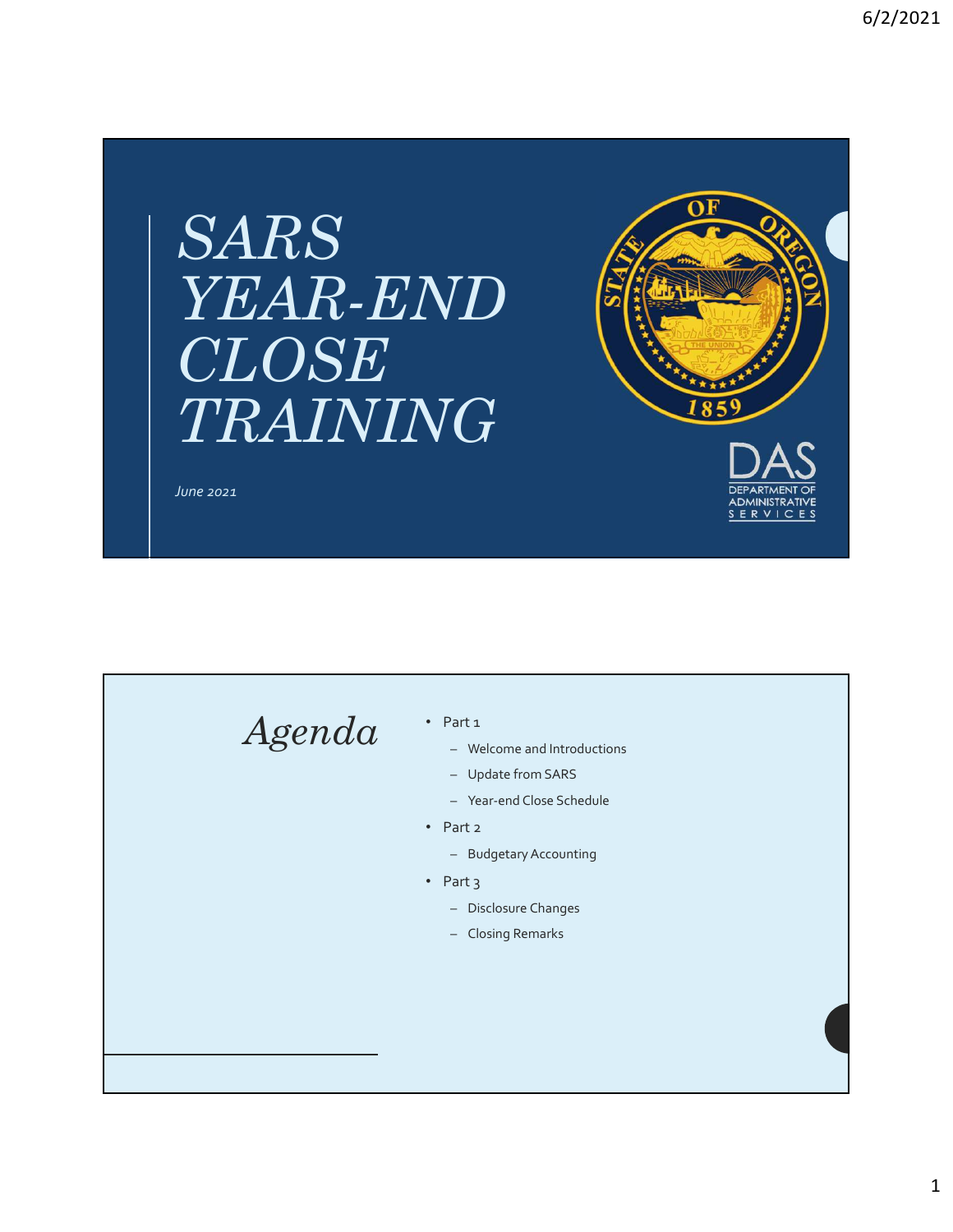# SARS YEAR-END CLOSE TRAINING

*June 2021*

DAS
DEPARTMENT OF ADMINISTRATIVE SERVICES

## *Agenda*

- Part 1
  - Welcome and Introductions
  - Update from SARS
  - Year-end Close Schedule
- Part 2
  - Budgetary Accounting
- Part 3
  - Disclosure Changes
  - Closing Remarks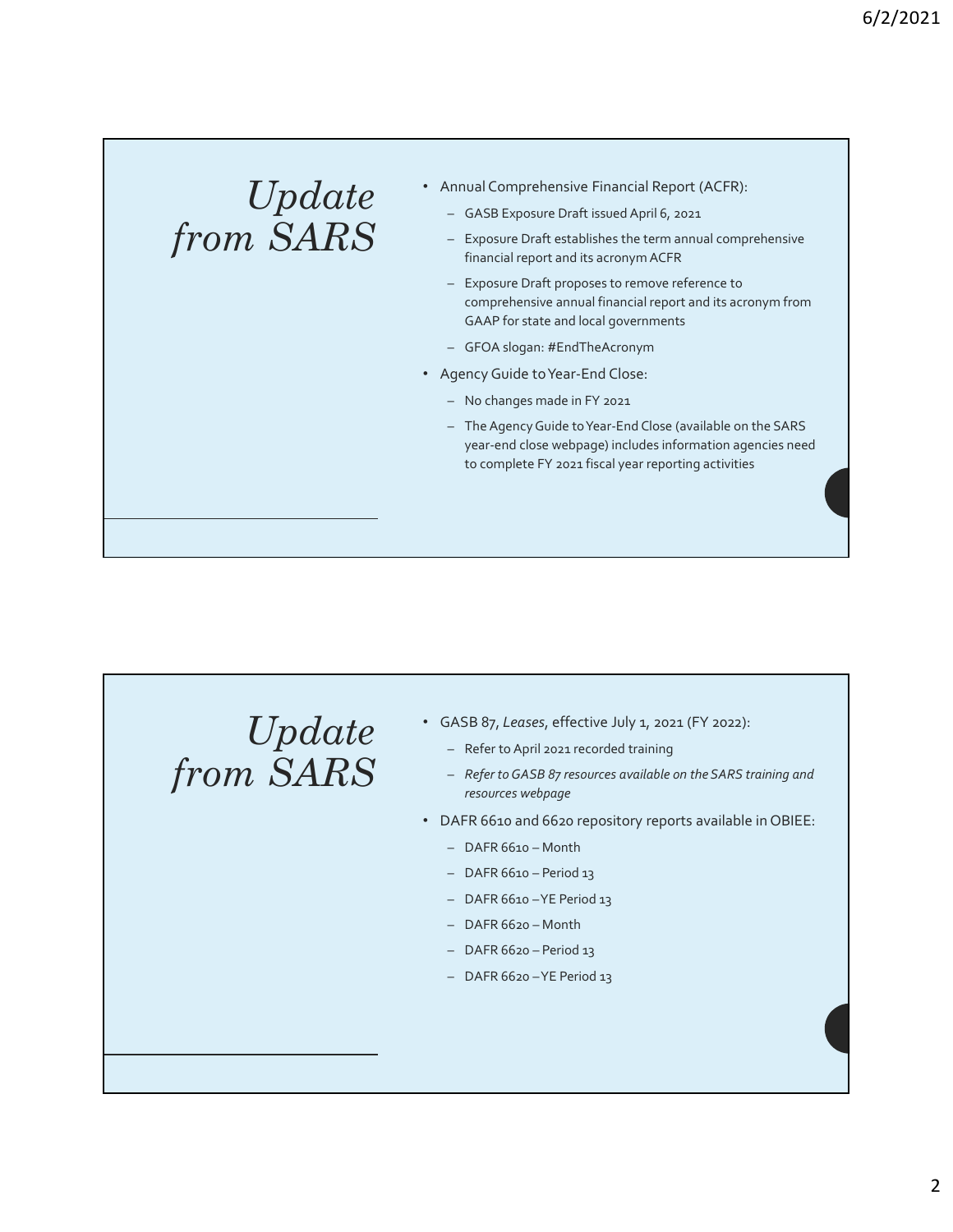## *Update from SARS*

- Annual Comprehensive Financial Report (ACFR):
  - GASB Exposure Draft issued April 6, 2021
  - Exposure Draft establishes the term annual comprehensive financial report and its acronym ACFR
  - Exposure Draft proposes to remove reference to comprehensive annual financial report and its acronym from GAAP for state and local governments
  - GFOA slogan: #EndTheAcronym
- Agency Guide to Year-End Close:
  - No changes made in FY 2021
  - The Agency Guide to Year-End Close (available on the SARS year-end close webpage) includes information agencies need to complete FY 2021 fiscal year reporting activities

## *Update from SARS*

- GASB 87, *Leases*, effective July 1, 2021 (FY 2022):
  - Refer to April 2021 recorded training
  - *Refer to GASB 87 resources available on the SARS training and resources webpage*
- DAFR 6610 and 6620 repository reports available in OBIEE:
  - DAFR 6610 – Month
  - DAFR 6610 – Period 13
  - DAFR 6610 – YE Period 13
  - DAFR 6620 – Month
  - DAFR 6620 – Period 13
  - DAFR 6620 – YE Period 13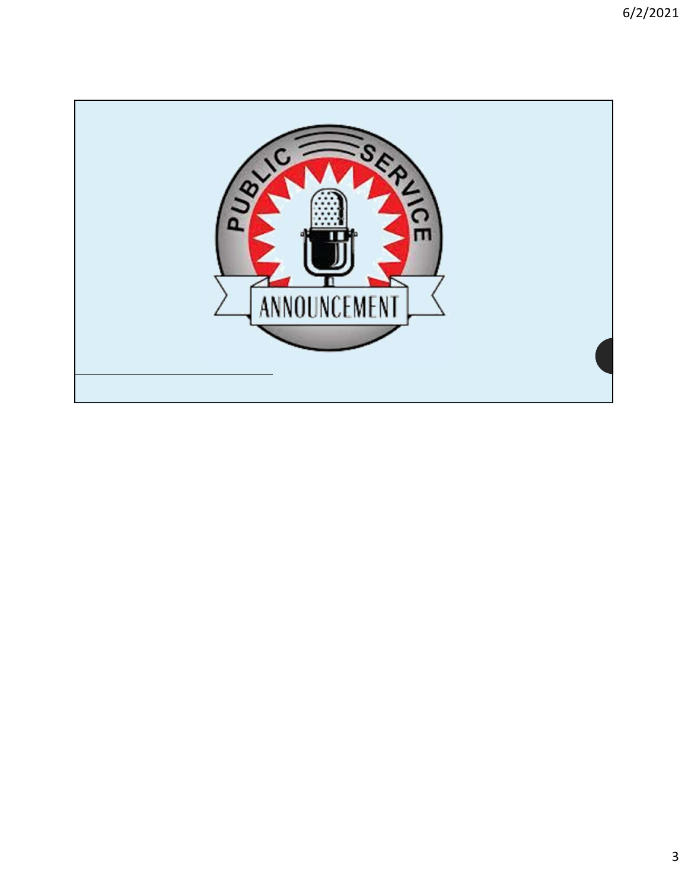PUBLIC SERVICE

ANNOUNCEMENT